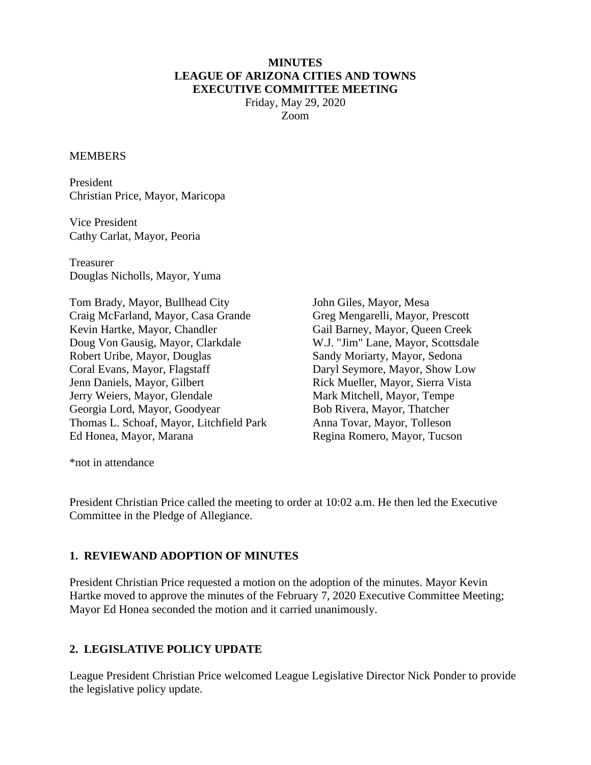**MINUTES**
**LEAGUE OF ARIZONA CITIES AND TOWNS**
**EXECUTIVE COMMITTEE MEETING**
Friday, May 29, 2020
Zoom

MEMBERS

President
Christian Price, Mayor, Maricopa

Vice President
Cathy Carlat, Mayor, Peoria

Treasurer
Douglas Nicholls, Mayor, Yuma

Tom Brady, Mayor, Bullhead City
Craig McFarland, Mayor, Casa Grande
Kevin Hartke, Mayor, Chandler
Doug Von Gausig, Mayor, Clarkdale
Robert Uribe, Mayor, Douglas
Coral Evans, Mayor, Flagstaff
Jenn Daniels, Mayor, Gilbert
Jerry Weiers, Mayor, Glendale
Georgia Lord, Mayor, Goodyear
Thomas L. Schoaf, Mayor, Litchfield Park
Ed Honea, Mayor, Marana
John Giles, Mayor, Mesa
Greg Mengarelli, Mayor, Prescott
Gail Barney, Mayor, Queen Creek
W.J. "Jim" Lane, Mayor, Scottsdale
Sandy Moriarty, Mayor, Sedona
Daryl Seymore, Mayor, Show Low
Rick Mueller, Mayor, Sierra Vista
Mark Mitchell, Mayor, Tempe
Bob Rivera, Mayor, Thatcher
Anna Tovar, Mayor, Tolleson
Regina Romero, Mayor, Tucson

*not in attendance

President Christian Price called the meeting to order at 10:02 a.m. He then led the Executive Committee in the Pledge of Allegiance.

## 1. REVIEWAND ADOPTION OF MINUTES

President Christian Price requested a motion on the adoption of the minutes. Mayor Kevin Hartke moved to approve the minutes of the February 7, 2020 Executive Committee Meeting; Mayor Ed Honea seconded the motion and it carried unanimously.

## 2. LEGISLATIVE POLICY UPDATE

League President Christian Price welcomed League Legislative Director Nick Ponder to provide the legislative policy update.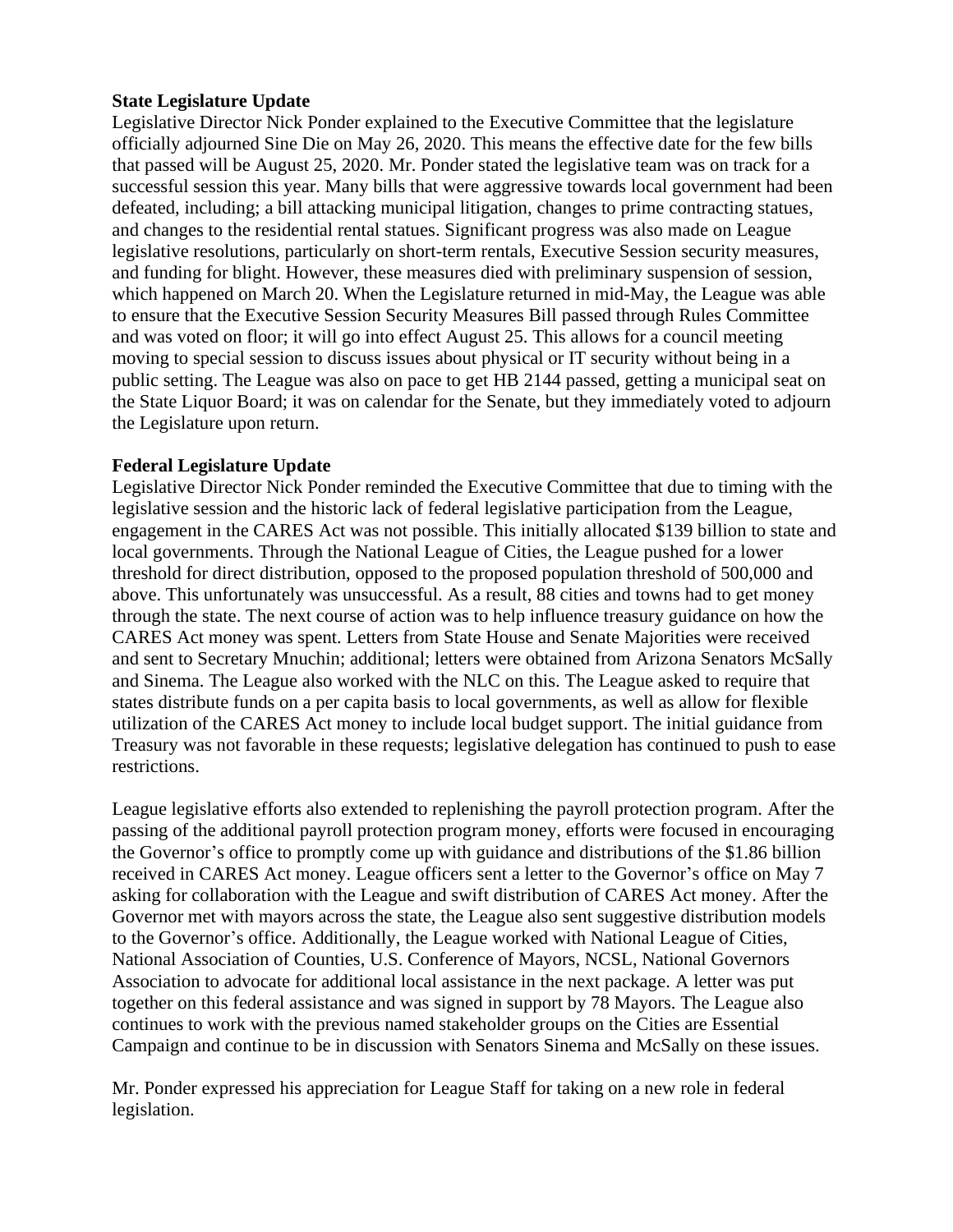**State Legislature Update**

Legislative Director Nick Ponder explained to the Executive Committee that the legislature officially adjourned Sine Die on May 26, 2020. This means the effective date for the few bills that passed will be August 25, 2020. Mr. Ponder stated the legislative team was on track for a successful session this year. Many bills that were aggressive towards local government had been defeated, including; a bill attacking municipal litigation, changes to prime contracting statues, and changes to the residential rental statues. Significant progress was also made on League legislative resolutions, particularly on short-term rentals, Executive Session security measures, and funding for blight. However, these measures died with preliminary suspension of session, which happened on March 20. When the Legislature returned in mid-May, the League was able to ensure that the Executive Session Security Measures Bill passed through Rules Committee and was voted on floor; it will go into effect August 25. This allows for a council meeting moving to special session to discuss issues about physical or IT security without being in a public setting. The League was also on pace to get HB 2144 passed, getting a municipal seat on the State Liquor Board; it was on calendar for the Senate, but they immediately voted to adjourn the Legislature upon return.

**Federal Legislature Update**

Legislative Director Nick Ponder reminded the Executive Committee that due to timing with the legislative session and the historic lack of federal legislative participation from the League, engagement in the CARES Act was not possible. This initially allocated $139 billion to state and local governments. Through the National League of Cities, the League pushed for a lower threshold for direct distribution, opposed to the proposed population threshold of 500,000 and above. This unfortunately was unsuccessful. As a result, 88 cities and towns had to get money through the state. The next course of action was to help influence treasury guidance on how the CARES Act money was spent. Letters from State House and Senate Majorities were received and sent to Secretary Mnuchin; additional; letters were obtained from Arizona Senators McSally and Sinema. The League also worked with the NLC on this. The League asked to require that states distribute funds on a per capita basis to local governments, as well as allow for flexible utilization of the CARES Act money to include local budget support. The initial guidance from Treasury was not favorable in these requests; legislative delegation has continued to push to ease restrictions.

League legislative efforts also extended to replenishing the payroll protection program. After the passing of the additional payroll protection program money, efforts were focused in encouraging the Governor's office to promptly come up with guidance and distributions of the $1.86 billion received in CARES Act money. League officers sent a letter to the Governor's office on May 7 asking for collaboration with the League and swift distribution of CARES Act money. After the Governor met with mayors across the state, the League also sent suggestive distribution models to the Governor's office. Additionally, the League worked with National League of Cities, National Association of Counties, U.S. Conference of Mayors, NCSL, National Governors Association to advocate for additional local assistance in the next package. A letter was put together on this federal assistance and was signed in support by 78 Mayors. The League also continues to work with the previous named stakeholder groups on the Cities are Essential Campaign and continue to be in discussion with Senators Sinema and McSally on these issues.

Mr. Ponder expressed his appreciation for League Staff for taking on a new role in federal legislation.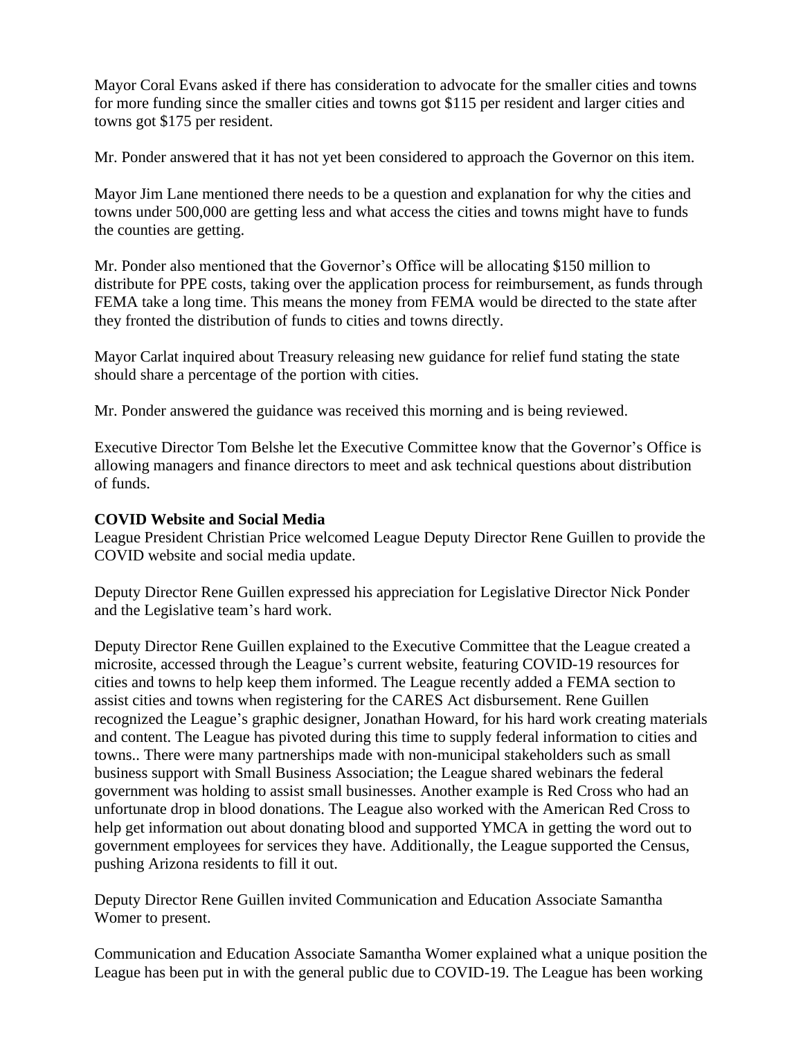Mayor Coral Evans asked if there has consideration to advocate for the smaller cities and towns for more funding since the smaller cities and towns got $115 per resident and larger cities and towns got $175 per resident.

Mr. Ponder answered that it has not yet been considered to approach the Governor on this item.

Mayor Jim Lane mentioned there needs to be a question and explanation for why the cities and towns under 500,000 are getting less and what access the cities and towns might have to funds the counties are getting.

Mr. Ponder also mentioned that the Governor's Office will be allocating $150 million to distribute for PPE costs, taking over the application process for reimbursement, as funds through FEMA take a long time. This means the money from FEMA would be directed to the state after they fronted the distribution of funds to cities and towns directly.

Mayor Carlat inquired about Treasury releasing new guidance for relief fund stating the state should share a percentage of the portion with cities.

Mr. Ponder answered the guidance was received this morning and is being reviewed.

Executive Director Tom Belshe let the Executive Committee know that the Governor's Office is allowing managers and finance directors to meet and ask technical questions about distribution of funds.

**COVID Website and Social Media**

League President Christian Price welcomed League Deputy Director Rene Guillen to provide the COVID website and social media update.

Deputy Director Rene Guillen expressed his appreciation for Legislative Director Nick Ponder and the Legislative team's hard work.

Deputy Director Rene Guillen explained to the Executive Committee that the League created a microsite, accessed through the League's current website, featuring COVID-19 resources for cities and towns to help keep them informed. The League recently added a FEMA section to assist cities and towns when registering for the CARES Act disbursement. Rene Guillen recognized the League's graphic designer, Jonathan Howard, for his hard work creating materials and content. The League has pivoted during this time to supply federal information to cities and towns.. There were many partnerships made with non-municipal stakeholders such as small business support with Small Business Association; the League shared webinars the federal government was holding to assist small businesses. Another example is Red Cross who had an unfortunate drop in blood donations. The League also worked with the American Red Cross to help get information out about donating blood and supported YMCA in getting the word out to government employees for services they have. Additionally, the League supported the Census, pushing Arizona residents to fill it out.

Deputy Director Rene Guillen invited Communication and Education Associate Samantha Womer to present.

Communication and Education Associate Samantha Womer explained what a unique position the League has been put in with the general public due to COVID-19. The League has been working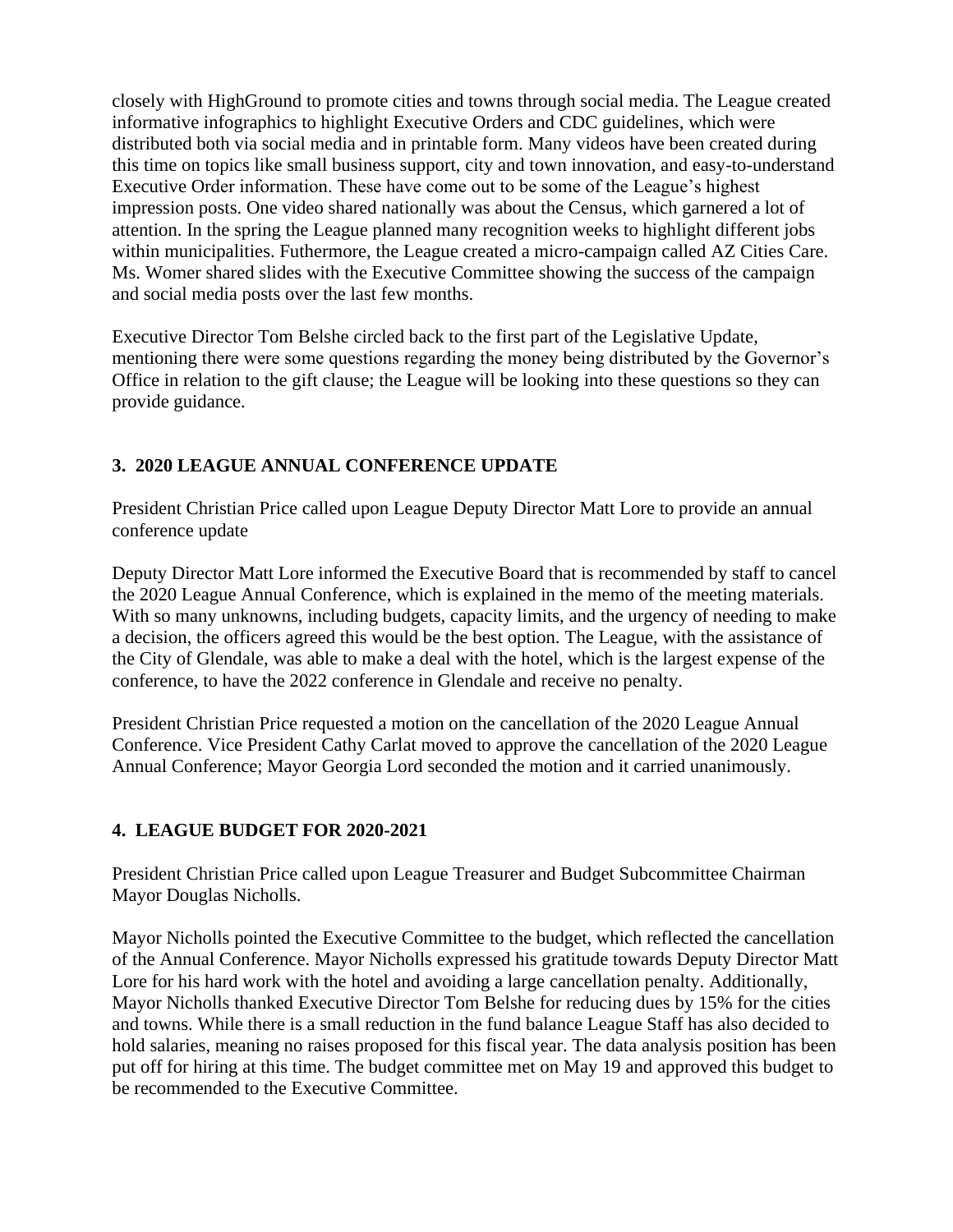closely with HighGround to promote cities and towns through social media. The League created informative infographics to highlight Executive Orders and CDC guidelines, which were distributed both via social media and in printable form. Many videos have been created during this time on topics like small business support, city and town innovation, and easy-to-understand Executive Order information. These have come out to be some of the League's highest impression posts. One video shared nationally was about the Census, which garnered a lot of attention. In the spring the League planned many recognition weeks to highlight different jobs within municipalities. Futhermore, the League created a micro-campaign called AZ Cities Care. Ms. Womer shared slides with the Executive Committee showing the success of the campaign and social media posts over the last few months.

Executive Director Tom Belshe circled back to the first part of the Legislative Update, mentioning there were some questions regarding the money being distributed by the Governor's Office in relation to the gift clause; the League will be looking into these questions so they can provide guidance.

### 3. 2020 LEAGUE ANNUAL CONFERENCE UPDATE

President Christian Price called upon League Deputy Director Matt Lore to provide an annual conference update

Deputy Director Matt Lore informed the Executive Board that is recommended by staff to cancel the 2020 League Annual Conference, which is explained in the memo of the meeting materials. With so many unknowns, including budgets, capacity limits, and the urgency of needing to make a decision, the officers agreed this would be the best option. The League, with the assistance of the City of Glendale, was able to make a deal with the hotel, which is the largest expense of the conference, to have the 2022 conference in Glendale and receive no penalty.

President Christian Price requested a motion on the cancellation of the 2020 League Annual Conference. Vice President Cathy Carlat moved to approve the cancellation of the 2020 League Annual Conference; Mayor Georgia Lord seconded the motion and it carried unanimously.

### 4. LEAGUE BUDGET FOR 2020-2021

President Christian Price called upon League Treasurer and Budget Subcommittee Chairman Mayor Douglas Nicholls.

Mayor Nicholls pointed the Executive Committee to the budget, which reflected the cancellation of the Annual Conference. Mayor Nicholls expressed his gratitude towards Deputy Director Matt Lore for his hard work with the hotel and avoiding a large cancellation penalty. Additionally, Mayor Nicholls thanked Executive Director Tom Belshe for reducing dues by 15% for the cities and towns. While there is a small reduction in the fund balance League Staff has also decided to hold salaries, meaning no raises proposed for this fiscal year. The data analysis position has been put off for hiring at this time. The budget committee met on May 19 and approved this budget to be recommended to the Executive Committee.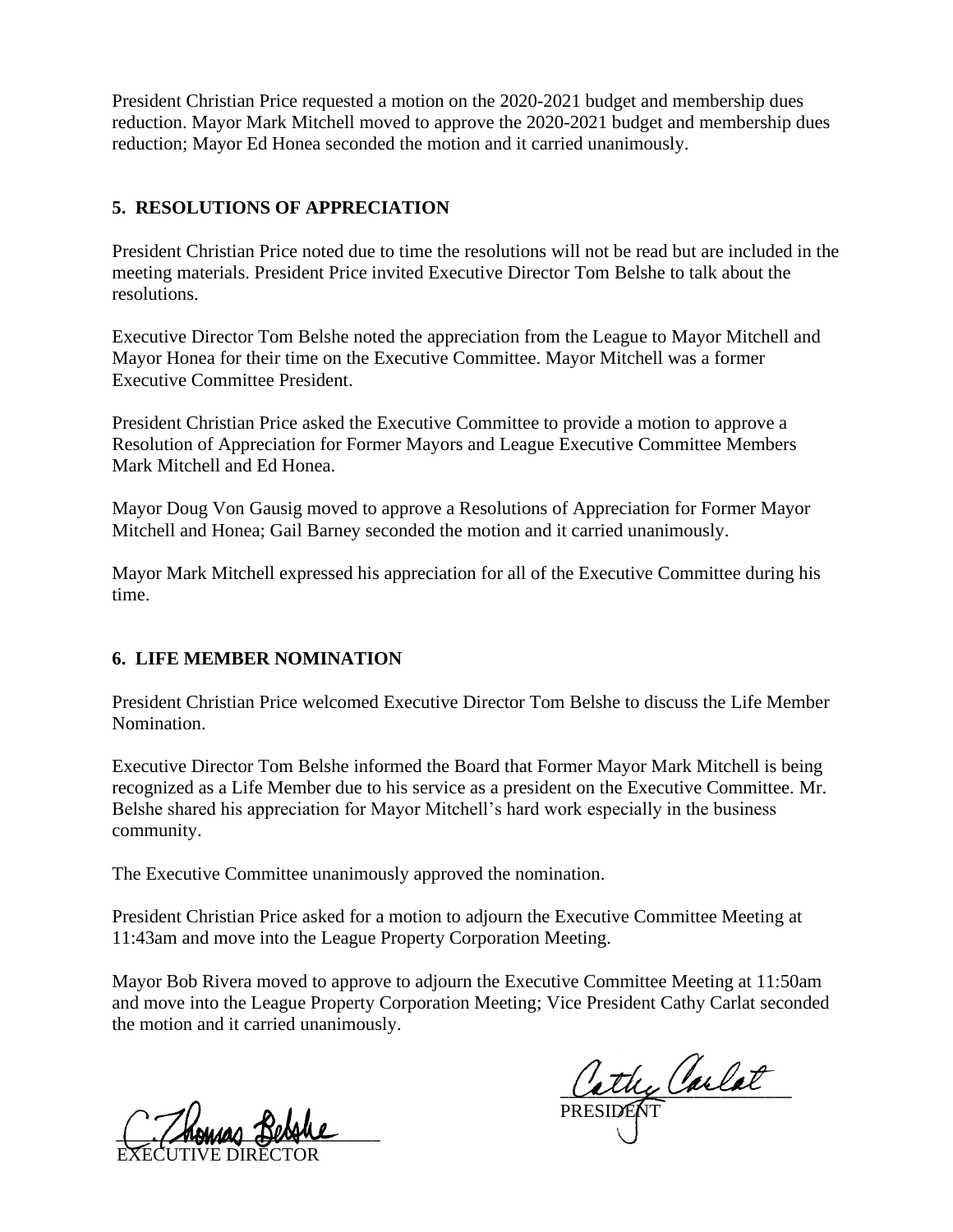President Christian Price requested a motion on the 2020-2021 budget and membership dues reduction. Mayor Mark Mitchell moved to approve the 2020-2021 budget and membership dues reduction; Mayor Ed Honea seconded the motion and it carried unanimously.

## 5. RESOLUTIONS OF APPRECIATION

President Christian Price noted due to time the resolutions will not be read but are included in the meeting materials. President Price invited Executive Director Tom Belshe to talk about the resolutions.

Executive Director Tom Belshe noted the appreciation from the League to Mayor Mitchell and Mayor Honea for their time on the Executive Committee. Mayor Mitchell was a former Executive Committee President.

President Christian Price asked the Executive Committee to provide a motion to approve a Resolution of Appreciation for Former Mayors and League Executive Committee Members Mark Mitchell and Ed Honea.

Mayor Doug Von Gausig moved to approve a Resolutions of Appreciation for Former Mayor Mitchell and Honea; Gail Barney seconded the motion and it carried unanimously.

Mayor Mark Mitchell expressed his appreciation for all of the Executive Committee during his time.

## 6. LIFE MEMBER NOMINATION

President Christian Price welcomed Executive Director Tom Belshe to discuss the Life Member Nomination.

Executive Director Tom Belshe informed the Board that Former Mayor Mark Mitchell is being recognized as a Life Member due to his service as a president on the Executive Committee. Mr. Belshe shared his appreciation for Mayor Mitchell's hard work especially in the business community.

The Executive Committee unanimously approved the nomination.

President Christian Price asked for a motion to adjourn the Executive Committee Meeting at 11:43am and move into the League Property Corporation Meeting.

Mayor Bob Rivera moved to approve to adjourn the Executive Committee Meeting at 11:50am and move into the League Property Corporation Meeting; Vice President Cathy Carlat seconded the motion and it carried unanimously.

C. Thomas Belshe
EXECUTIVE DIRECTOR

Cathy Carlat
PRESIDENT